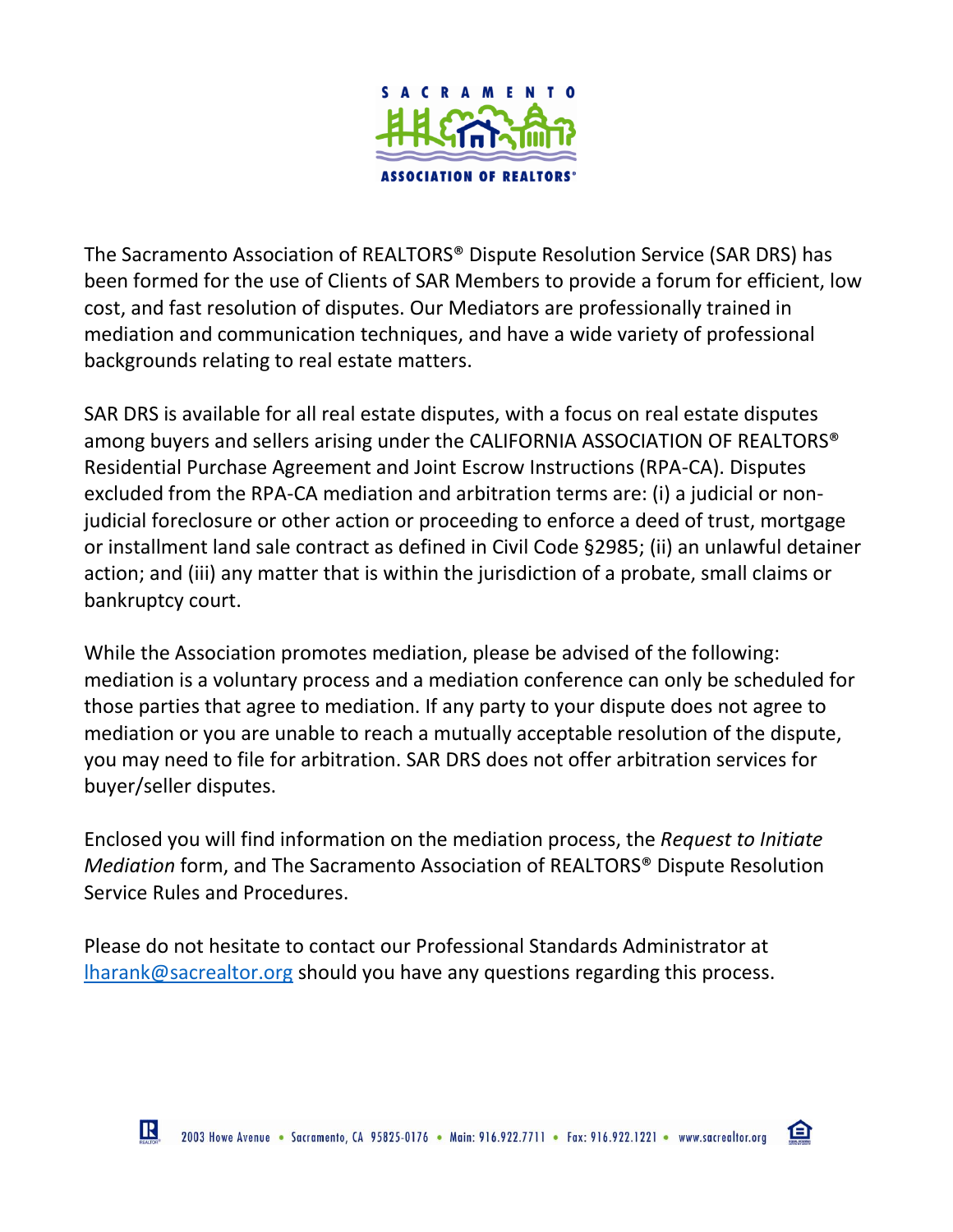The Sacramento Association of REALTORS® Dispute Resolution Service (SAR DRS) has been formed for the use of Clients of SAR Members to provide a forum for efficient, low cost, and fast resolution of disputes. Our Mediators are professionally trained in mediation and communication techniques, and have a wide variety of professional backgrounds relating to real estate matters.

SAR DRS is available for all real estate disputes, with a focus on real estate disputes among buyers and sellers arising under the CALIFORNIA ASSOCIATION OF REALTORS® Residential Purchase Agreement and Joint Escrow Instructions (RPA-CA). Disputes excluded from the RPA-CA mediation and arbitration terms are: (i) a judicial or non-judicial foreclosure or other action or proceeding to enforce a deed of trust, mortgage or installment land sale contract as defined in Civil Code §2985; (ii) an unlawful detainer action; and (iii) any matter that is within the jurisdiction of a probate, small claims or bankruptcy court.

While the Association promotes mediation, please be advised of the following: mediation is a voluntary process and a mediation conference can only be scheduled for those parties that agree to mediation. If any party to your dispute does not agree to mediation or you are unable to reach a mutually acceptable resolution of the dispute, you may need to file for arbitration. SAR DRS does not offer arbitration services for buyer/seller disputes.

Enclosed you will find information on the mediation process, the *Request to Initiate Mediation* form, and The Sacramento Association of REALTORS® Dispute Resolution Service Rules and Procedures.

Please do not hesitate to contact our Professional Standards Administrator at lharank@sacrealtor.org should you have any questions regarding this process.

2003 Howe Avenue • Sacramento, CA 95825-0176 • Main: 916.922.7711 • Fax: 916.922.1221 • www.sacrealtor.org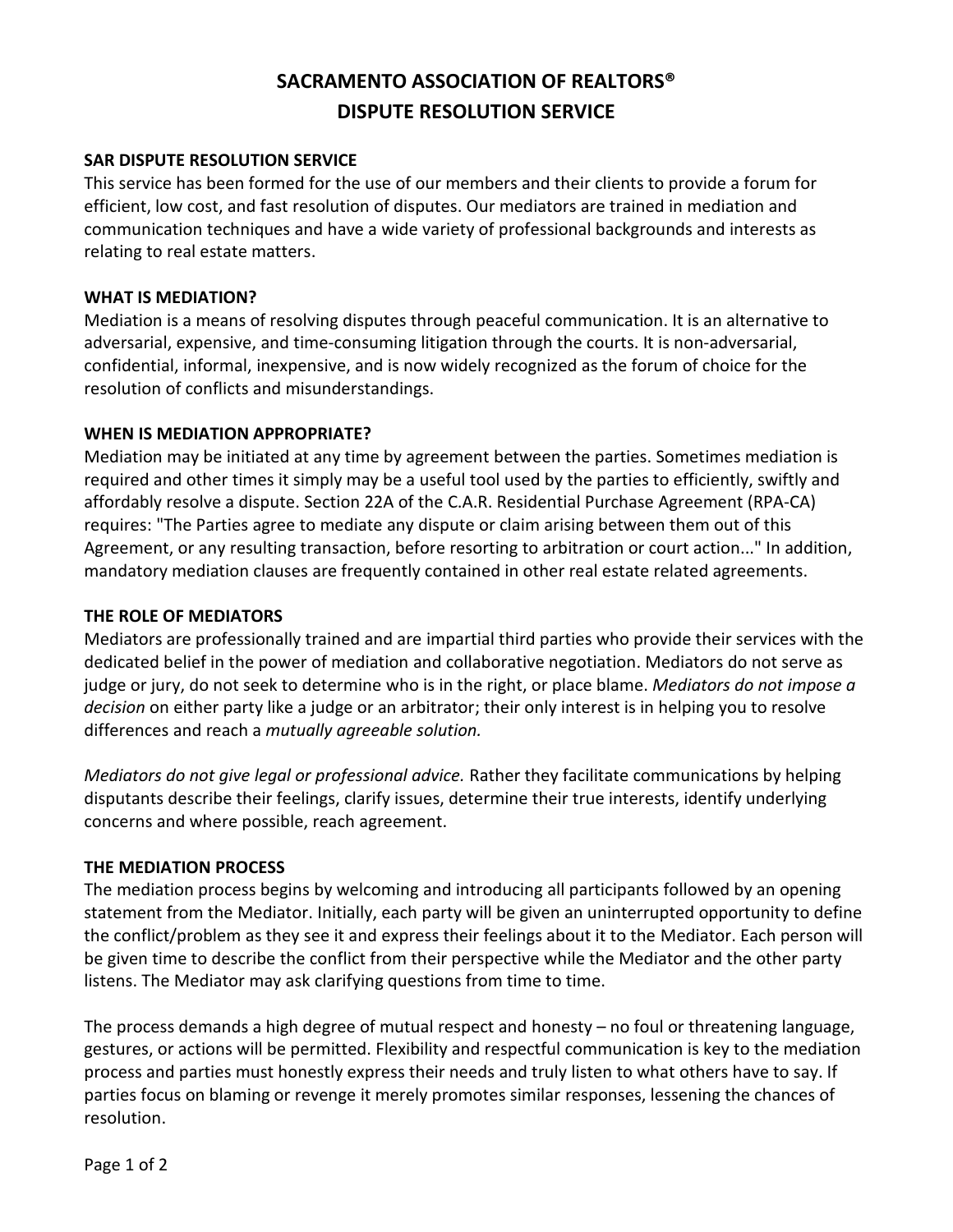# SACRAMENTO ASSOCIATION OF REALTORS®
# DISPUTE RESOLUTION SERVICE

**SAR DISPUTE RESOLUTION SERVICE**

This service has been formed for the use of our members and their clients to provide a forum for efficient, low cost, and fast resolution of disputes. Our mediators are trained in mediation and communication techniques and have a wide variety of professional backgrounds and interests as relating to real estate matters.

**WHAT IS MEDIATION?**

Mediation is a means of resolving disputes through peaceful communication. It is an alternative to adversarial, expensive, and time-consuming litigation through the courts. It is non-adversarial, confidential, informal, inexpensive, and is now widely recognized as the forum of choice for the resolution of conflicts and misunderstandings.

**WHEN IS MEDIATION APPROPRIATE?**

Mediation may be initiated at any time by agreement between the parties. Sometimes mediation is required and other times it simply may be a useful tool used by the parties to efficiently, swiftly and affordably resolve a dispute. Section 22A of the C.A.R. Residential Purchase Agreement (RPA-CA) requires: "The Parties agree to mediate any dispute or claim arising between them out of this Agreement, or any resulting transaction, before resorting to arbitration or court action..." In addition, mandatory mediation clauses are frequently contained in other real estate related agreements.

**THE ROLE OF MEDIATORS**

Mediators are professionally trained and are impartial third parties who provide their services with the dedicated belief in the power of mediation and collaborative negotiation. Mediators do not serve as judge or jury, do not seek to determine who is in the right, or place blame. *Mediators do not impose a decision* on either party like a judge or an arbitrator; their only interest is in helping you to resolve differences and reach a *mutually agreeable solution.*

*Mediators do not give legal or professional advice.* Rather they facilitate communications by helping disputants describe their feelings, clarify issues, determine their true interests, identify underlying concerns and where possible, reach agreement.

**THE MEDIATION PROCESS**

The mediation process begins by welcoming and introducing all participants followed by an opening statement from the Mediator. Initially, each party will be given an uninterrupted opportunity to define the conflict/problem as they see it and express their feelings about it to the Mediator. Each person will be given time to describe the conflict from their perspective while the Mediator and the other party listens. The Mediator may ask clarifying questions from time to time.

The process demands a high degree of mutual respect and honesty – no foul or threatening language, gestures, or actions will be permitted. Flexibility and respectful communication is key to the mediation process and parties must honestly express their needs and truly listen to what others have to say. If parties focus on blaming or revenge it merely promotes similar responses, lessening the chances of resolution.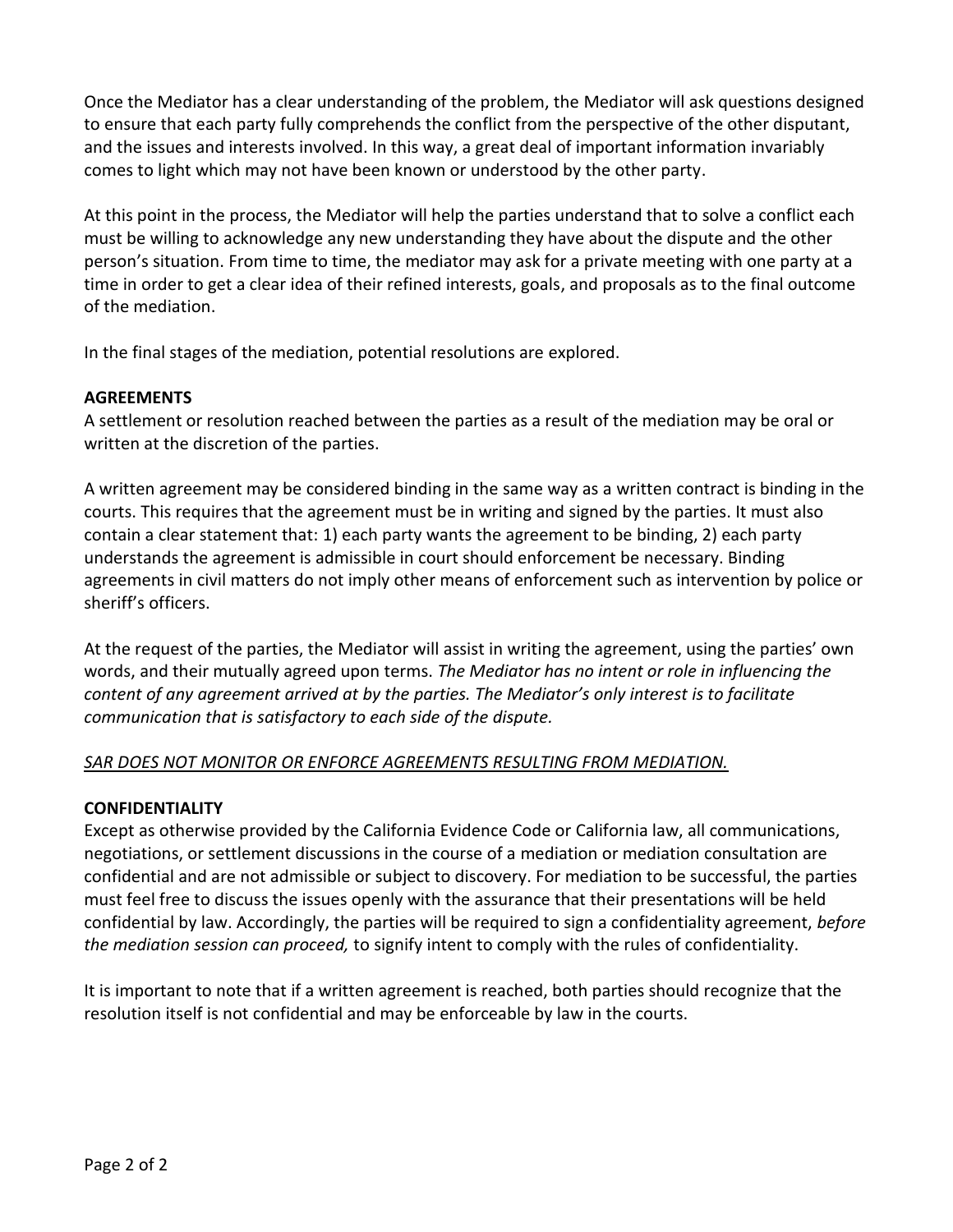Once the Mediator has a clear understanding of the problem, the Mediator will ask questions designed to ensure that each party fully comprehends the conflict from the perspective of the other disputant, and the issues and interests involved. In this way, a great deal of important information invariably comes to light which may not have been known or understood by the other party.

At this point in the process, the Mediator will help the parties understand that to solve a conflict each must be willing to acknowledge any new understanding they have about the dispute and the other person's situation. From time to time, the mediator may ask for a private meeting with one party at a time in order to get a clear idea of their refined interests, goals, and proposals as to the final outcome of the mediation.

In the final stages of the mediation, potential resolutions are explored.

**AGREEMENTS**

A settlement or resolution reached between the parties as a result of the mediation may be oral or written at the discretion of the parties.

A written agreement may be considered binding in the same way as a written contract is binding in the courts. This requires that the agreement must be in writing and signed by the parties. It must also contain a clear statement that: 1) each party wants the agreement to be binding, 2) each party understands the agreement is admissible in court should enforcement be necessary. Binding agreements in civil matters do not imply other means of enforcement such as intervention by police or sheriff's officers.

At the request of the parties, the Mediator will assist in writing the agreement, using the parties' own words, and their mutually agreed upon terms. *The Mediator has no intent or role in influencing the content of any agreement arrived at by the parties. The Mediator's only interest is to facilitate communication that is satisfactory to each side of the dispute.*

<u>*SAR DOES NOT MONITOR OR ENFORCE AGREEMENTS RESULTING FROM MEDIATION.*</u>

**CONFIDENTIALITY**

Except as otherwise provided by the California Evidence Code or California law, all communications, negotiations, or settlement discussions in the course of a mediation or mediation consultation are confidential and are not admissible or subject to discovery. For mediation to be successful, the parties must feel free to discuss the issues openly with the assurance that their presentations will be held confidential by law. Accordingly, the parties will be required to sign a confidentiality agreement, *before the mediation session can proceed,* to signify intent to comply with the rules of confidentiality.

It is important to note that if a written agreement is reached, both parties should recognize that the resolution itself is not confidential and may be enforceable by law in the courts.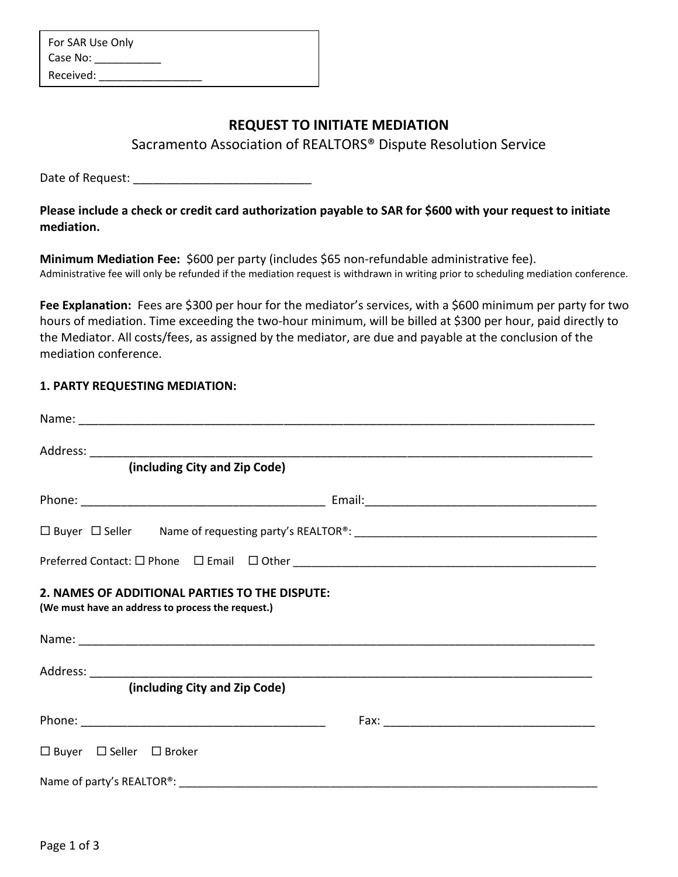For SAR Use Only
Case No: ___________
Received: _________________

## REQUEST TO INITIATE MEDIATION

Sacramento Association of REALTORS® Dispute Resolution Service

Date of Request: ___________________________

**Please include a check or credit card authorization payable to SAR for $600 with your request to initiate mediation.**

**Minimum Mediation Fee:** $600 per party (includes $65 non-refundable administrative fee).
Administrative fee will only be refunded if the mediation request is withdrawn in writing prior to scheduling mediation conference.

**Fee Explanation:** Fees are $300 per hour for the mediator's services, with a $600 minimum per party for two hours of mediation. Time exceeding the two-hour minimum, will be billed at $300 per hour, paid directly to the Mediator. All costs/fees, as assigned by the mediator, are due and payable at the conclusion of the mediation conference.

### 1. PARTY REQUESTING MEDIATION:

Name: ________________________________________________________________________________

Address: ______________________________________________________________________________
**(including City and Zip Code)**

Phone: ______________________________________ Email: ____________________________________

☐ Buyer ☐ Seller Name of requesting party's REALTOR®: ________________________________________

Preferred Contact: ☐ Phone ☐ Email ☐ Other __________________________________________________

### 2. NAMES OF ADDITIONAL PARTIES TO THE DISPUTE:

**(We must have an address to process the request.)**

Name: ________________________________________________________________________________

Address: ______________________________________________________________________________
**(including City and Zip Code)**

Phone: ______________________________________ Fax: ________________________________

☐ Buyer ☐ Seller ☐ Broker

Name of party's REALTOR®: ______________________________________________________________________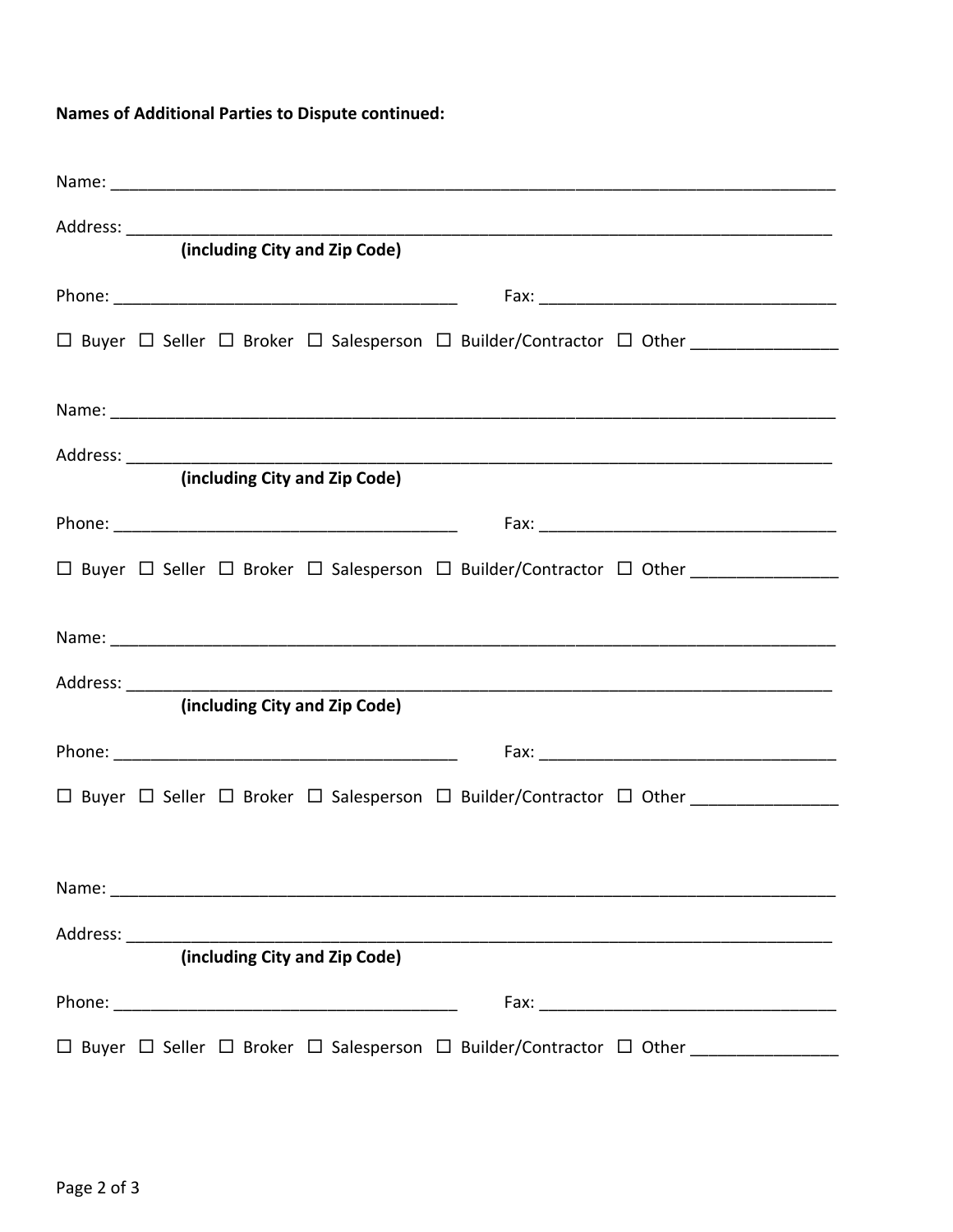**Names of Additional Parties to Dispute continued:**

Name: ___________________________________________________________________________

Address: _________________________________________________________________________
**(including City and Zip Code)**

Phone: ____________________________________ Fax: ______________________________

☐ Buyer ☐ Seller ☐ Broker ☐ Salesperson ☐ Builder/Contractor ☐ Other _______________

Name: ___________________________________________________________________________

Address: _________________________________________________________________________
**(including City and Zip Code)**

Phone: ____________________________________ Fax: ______________________________

☐ Buyer ☐ Seller ☐ Broker ☐ Salesperson ☐ Builder/Contractor ☐ Other _______________

Name: ___________________________________________________________________________

Address: _________________________________________________________________________
**(including City and Zip Code)**

Phone: ____________________________________ Fax: ______________________________

☐ Buyer ☐ Seller ☐ Broker ☐ Salesperson ☐ Builder/Contractor ☐ Other _______________

Name: ___________________________________________________________________________

Address: _________________________________________________________________________
**(including City and Zip Code)**

Phone: ____________________________________ Fax: ______________________________

☐ Buyer ☐ Seller ☐ Broker ☐ Salesperson ☐ Builder/Contractor ☐ Other _______________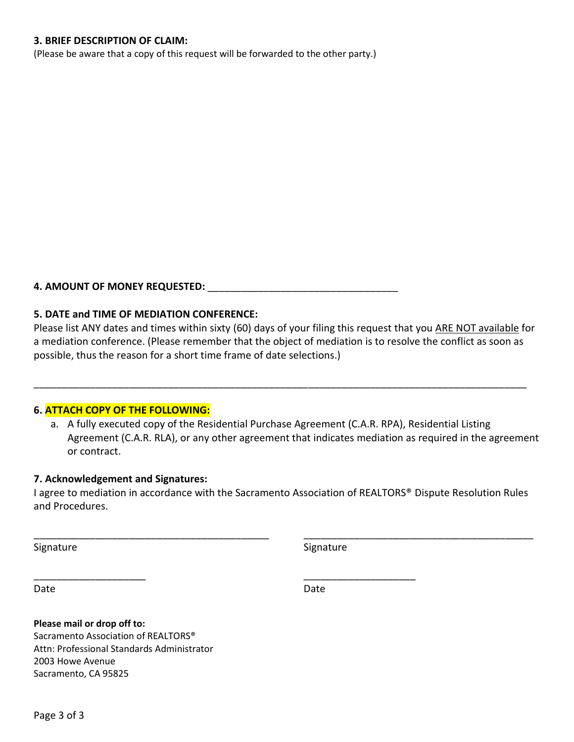**3. BRIEF DESCRIPTION OF CLAIM:**

(Please be aware that a copy of this request will be forwarded to the other party.)

**4. AMOUNT OF MONEY REQUESTED:** ___________________________________

**5. DATE and TIME OF MEDIATION CONFERENCE:**

Please list ANY dates and times within sixty (60) days of your filing this request that you ARE NOT available for a mediation conference. (Please remember that the object of mediation is to resolve the conflict as soon as possible, thus the reason for a short time frame of date selections.)

_____________________________________________________________________________________________

**6. ATTACH COPY OF THE FOLLOWING:**

a. A fully executed copy of the Residential Purchase Agreement (C.A.R. RPA), Residential Listing Agreement (C.A.R. RLA), or any other agreement that indicates mediation as required in the agreement or contract.

**7. Acknowledgement and Signatures:**

I agree to mediation in accordance with the Sacramento Association of REALTORS® Dispute Resolution Rules and Procedures.

___________________________________________ ___________________________________________

Signature Signature

____________________ ____________________

Date Date

**Please mail or drop off to:**

Sacramento Association of REALTORS®

Attn: Professional Standards Administrator

2003 Howe Avenue

Sacramento, CA 95825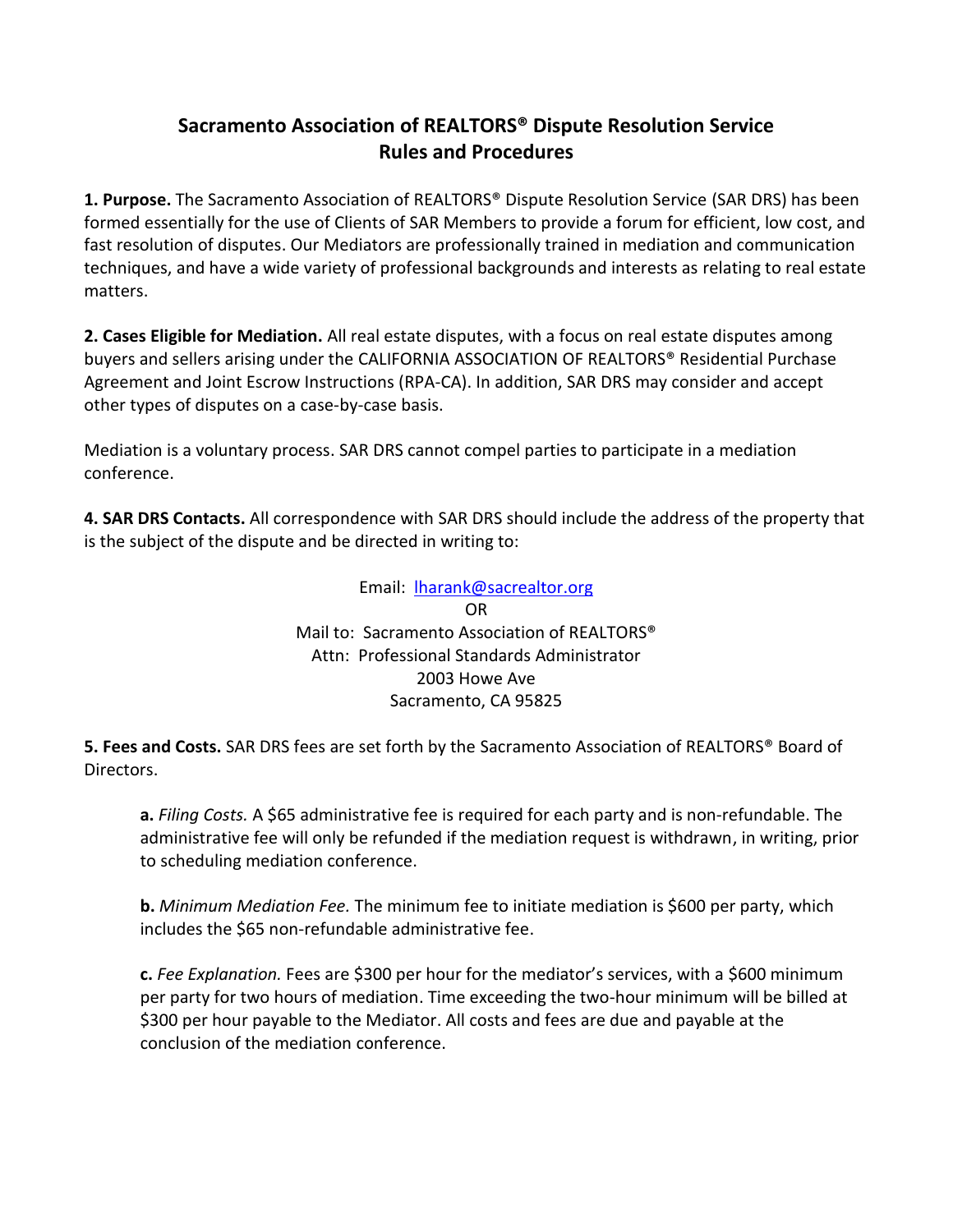# Sacramento Association of REALTORS® Dispute Resolution Service Rules and Procedures

**1. Purpose.** The Sacramento Association of REALTORS® Dispute Resolution Service (SAR DRS) has been formed essentially for the use of Clients of SAR Members to provide a forum for efficient, low cost, and fast resolution of disputes. Our Mediators are professionally trained in mediation and communication techniques, and have a wide variety of professional backgrounds and interests as relating to real estate matters.

**2. Cases Eligible for Mediation.** All real estate disputes, with a focus on real estate disputes among buyers and sellers arising under the CALIFORNIA ASSOCIATION OF REALTORS® Residential Purchase Agreement and Joint Escrow Instructions (RPA-CA). In addition, SAR DRS may consider and accept other types of disputes on a case-by-case basis.

Mediation is a voluntary process. SAR DRS cannot compel parties to participate in a mediation conference.

**4. SAR DRS Contacts.** All correspondence with SAR DRS should include the address of the property that is the subject of the dispute and be directed in writing to:

Email: lharank@sacrealtor.org
OR
Mail to: Sacramento Association of REALTORS®
Attn: Professional Standards Administrator
2003 Howe Ave
Sacramento, CA 95825

**5. Fees and Costs.** SAR DRS fees are set forth by the Sacramento Association of REALTORS® Board of Directors.

**a.** *Filing Costs.* A $65 administrative fee is required for each party and is non-refundable. The administrative fee will only be refunded if the mediation request is withdrawn, in writing, prior to scheduling mediation conference.

**b.** *Minimum Mediation Fee.* The minimum fee to initiate mediation is $600 per party, which includes the $65 non-refundable administrative fee.

**c.** *Fee Explanation.* Fees are $300 per hour for the mediator's services, with a $600 minimum per party for two hours of mediation. Time exceeding the two-hour minimum will be billed at $300 per hour payable to the Mediator. All costs and fees are due and payable at the conclusion of the mediation conference.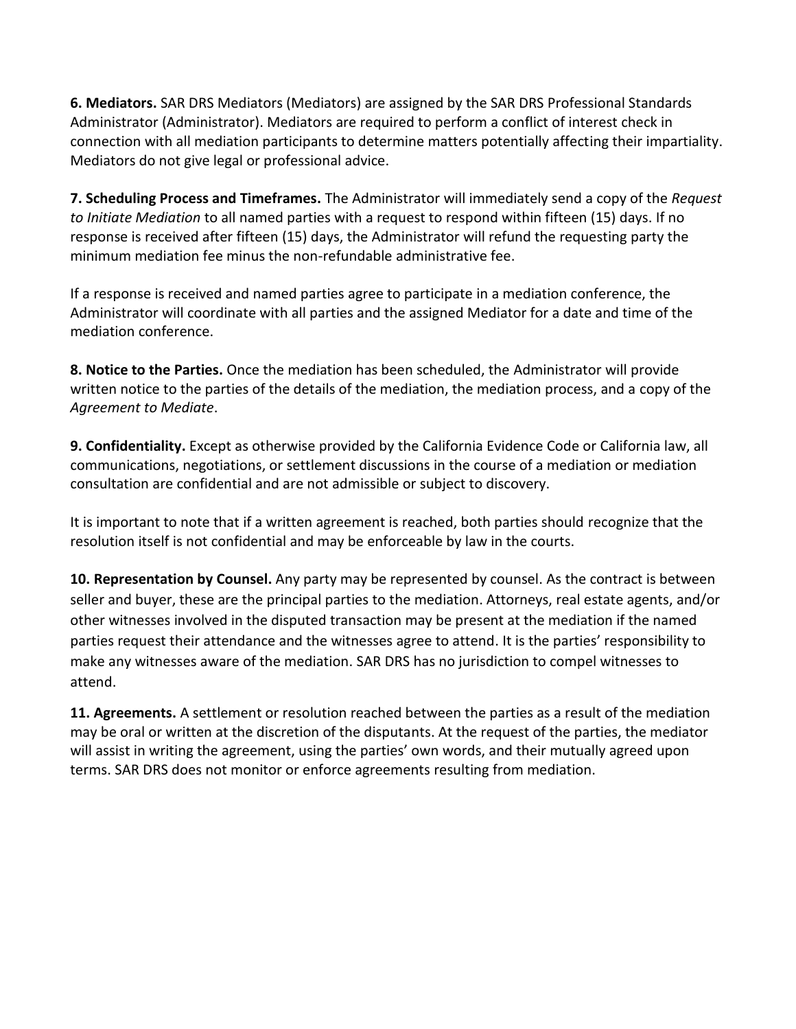**6. Mediators.** SAR DRS Mediators (Mediators) are assigned by the SAR DRS Professional Standards Administrator (Administrator). Mediators are required to perform a conflict of interest check in connection with all mediation participants to determine matters potentially affecting their impartiality. Mediators do not give legal or professional advice.

**7. Scheduling Process and Timeframes.** The Administrator will immediately send a copy of the *Request to Initiate Mediation* to all named parties with a request to respond within fifteen (15) days. If no response is received after fifteen (15) days, the Administrator will refund the requesting party the minimum mediation fee minus the non-refundable administrative fee.

If a response is received and named parties agree to participate in a mediation conference, the Administrator will coordinate with all parties and the assigned Mediator for a date and time of the mediation conference.

**8. Notice to the Parties.** Once the mediation has been scheduled, the Administrator will provide written notice to the parties of the details of the mediation, the mediation process, and a copy of the *Agreement to Mediate*.

**9. Confidentiality.** Except as otherwise provided by the California Evidence Code or California law, all communications, negotiations, or settlement discussions in the course of a mediation or mediation consultation are confidential and are not admissible or subject to discovery.

It is important to note that if a written agreement is reached, both parties should recognize that the resolution itself is not confidential and may be enforceable by law in the courts.

**10. Representation by Counsel.** Any party may be represented by counsel. As the contract is between seller and buyer, these are the principal parties to the mediation. Attorneys, real estate agents, and/or other witnesses involved in the disputed transaction may be present at the mediation if the named parties request their attendance and the witnesses agree to attend. It is the parties' responsibility to make any witnesses aware of the mediation. SAR DRS has no jurisdiction to compel witnesses to attend.

**11. Agreements.** A settlement or resolution reached between the parties as a result of the mediation may be oral or written at the discretion of the disputants. At the request of the parties, the mediator will assist in writing the agreement, using the parties' own words, and their mutually agreed upon terms. SAR DRS does not monitor or enforce agreements resulting from mediation.